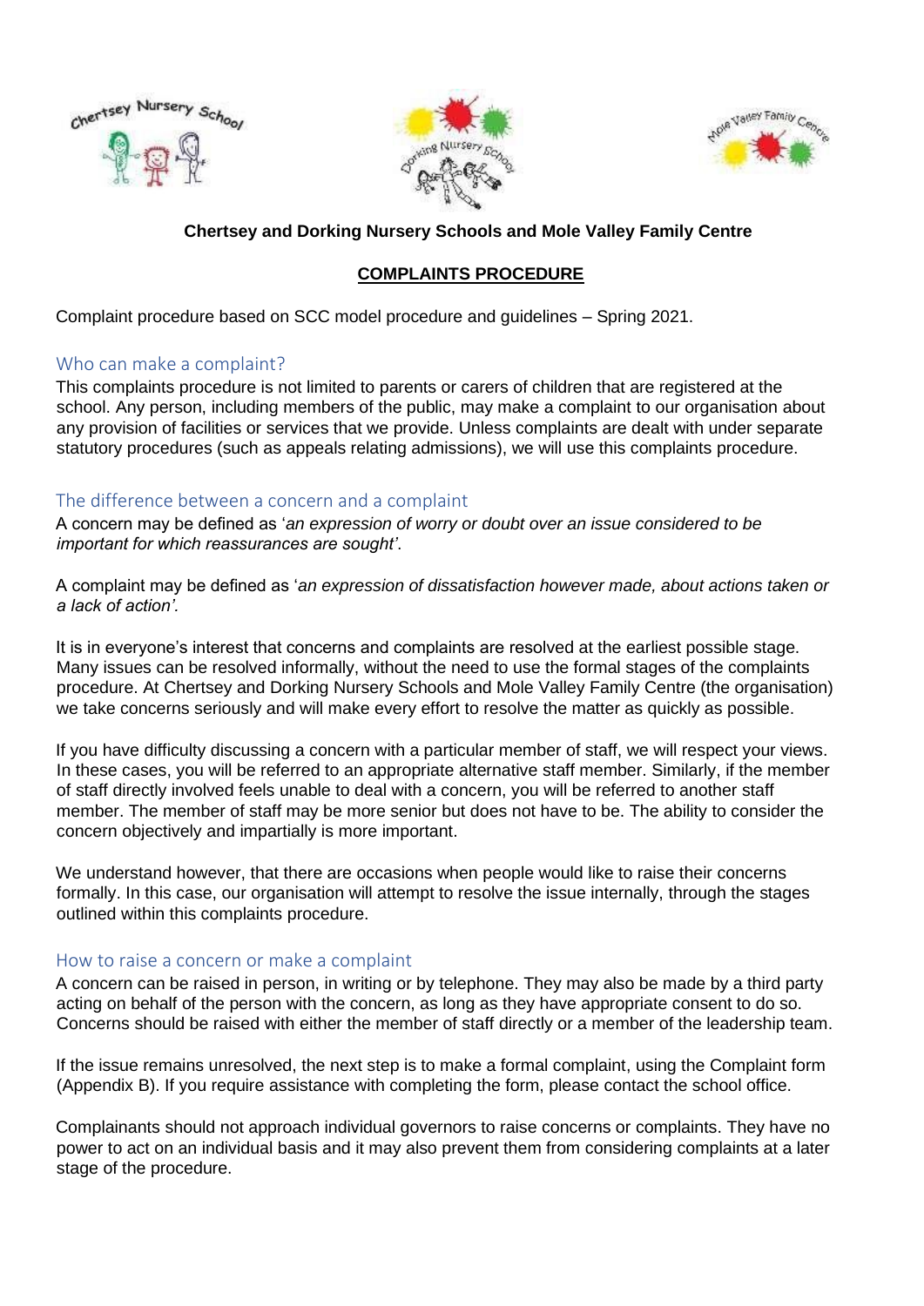**Chertsey and Dorking Nursery Schools and Mole Valley Family Centre**

# COMPLAINTS PROCEDURE

Complaint procedure based on SCC model procedure and guidelines – Spring 2021.

## Who can make a complaint?

This complaints procedure is not limited to parents or carers of children that are registered at the school. Any person, including members of the public, may make a complaint to our organisation about any provision of facilities or services that we provide. Unless complaints are dealt with under separate statutory procedures (such as appeals relating admissions), we will use this complaints procedure.

## The difference between a concern and a complaint

A concern may be defined as '*an expression of worry or doubt over an issue considered to be important for which reassurances are sought'*.

A complaint may be defined as '*an expression of dissatisfaction however made, about actions taken or a lack of action'*.

It is in everyone's interest that concerns and complaints are resolved at the earliest possible stage. Many issues can be resolved informally, without the need to use the formal stages of the complaints procedure. At Chertsey and Dorking Nursery Schools and Mole Valley Family Centre (the organisation) we take concerns seriously and will make every effort to resolve the matter as quickly as possible.

If you have difficulty discussing a concern with a particular member of staff, we will respect your views. In these cases, you will be referred to an appropriate alternative staff member. Similarly, if the member of staff directly involved feels unable to deal with a concern, you will be referred to another staff member. The member of staff may be more senior but does not have to be. The ability to consider the concern objectively and impartially is more important.

We understand however, that there are occasions when people would like to raise their concerns formally. In this case, our organisation will attempt to resolve the issue internally, through the stages outlined within this complaints procedure.

## How to raise a concern or make a complaint

A concern can be raised in person, in writing or by telephone. They may also be made by a third party acting on behalf of the person with the concern, as long as they have appropriate consent to do so. Concerns should be raised with either the member of staff directly or a member of the leadership team.

If the issue remains unresolved, the next step is to make a formal complaint, using the Complaint form (Appendix B). If you require assistance with completing the form, please contact the school office.

Complainants should not approach individual governors to raise concerns or complaints. They have no power to act on an individual basis and it may also prevent them from considering complaints at a later stage of the procedure.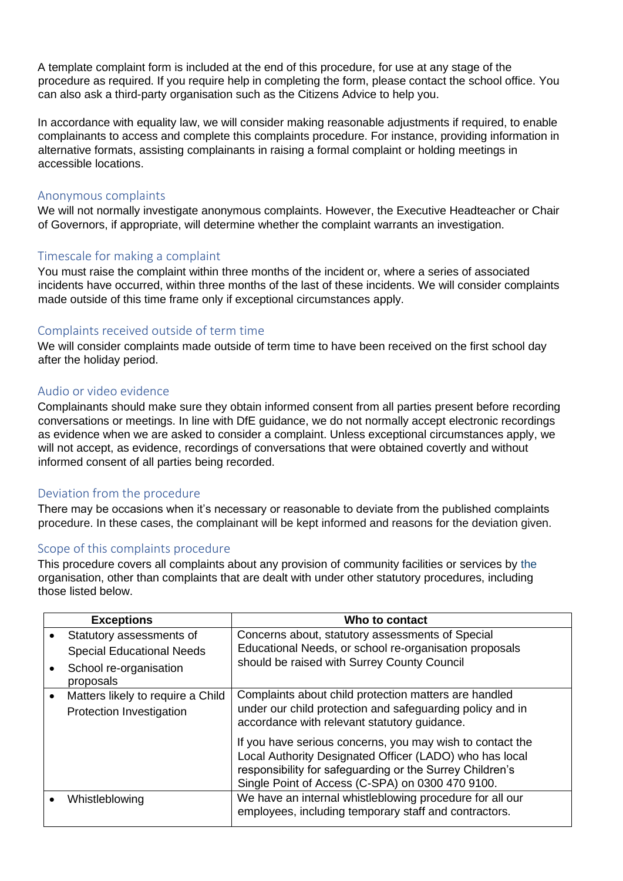A template complaint form is included at the end of this procedure, for use at any stage of the procedure as required. If you require help in completing the form, please contact the school office. You can also ask a third-party organisation such as the Citizens Advice to help you.

In accordance with equality law, we will consider making reasonable adjustments if required, to enable complainants to access and complete this complaints procedure. For instance, providing information in alternative formats, assisting complainants in raising a formal complaint or holding meetings in accessible locations.

### Anonymous complaints

We will not normally investigate anonymous complaints. However, the Executive Headteacher or Chair of Governors, if appropriate, will determine whether the complaint warrants an investigation.

### Timescale for making a complaint

You must raise the complaint within three months of the incident or, where a series of associated incidents have occurred, within three months of the last of these incidents. We will consider complaints made outside of this time frame only if exceptional circumstances apply.

### Complaints received outside of term time

We will consider complaints made outside of term time to have been received on the first school day after the holiday period.

### Audio or video evidence

Complainants should make sure they obtain informed consent from all parties present before recording conversations or meetings. In line with DfE guidance, we do not normally accept electronic recordings as evidence when we are asked to consider a complaint. Unless exceptional circumstances apply, we will not accept, as evidence, recordings of conversations that were obtained covertly and without informed consent of all parties being recorded.

### Deviation from the procedure

There may be occasions when it's necessary or reasonable to deviate from the published complaints procedure. In these cases, the complainant will be kept informed and reasons for the deviation given.

### Scope of this complaints procedure

This procedure covers all complaints about any provision of community facilities or services by the organisation, other than complaints that are dealt with under other statutory procedures, including those listed below.

| Exceptions | Who to contact |
|---|---|
| • Statutory assessments of Special Educational Needs<br>• School re-organisation proposals | Concerns about, statutory assessments of Special Educational Needs, or school re-organisation proposals should be raised with Surrey County Council |
| • Matters likely to require a Child Protection Investigation | Complaints about child protection matters are handled under our child protection and safeguarding policy and in accordance with relevant statutory guidance.<br><br>If you have serious concerns, you may wish to contact the Local Authority Designated Officer (LADO) who has local responsibility for safeguarding or the Surrey Children's Single Point of Access (C-SPA) on 0300 470 9100. |
| • Whistleblowing | We have an internal whistleblowing procedure for all our employees, including temporary staff and contractors. |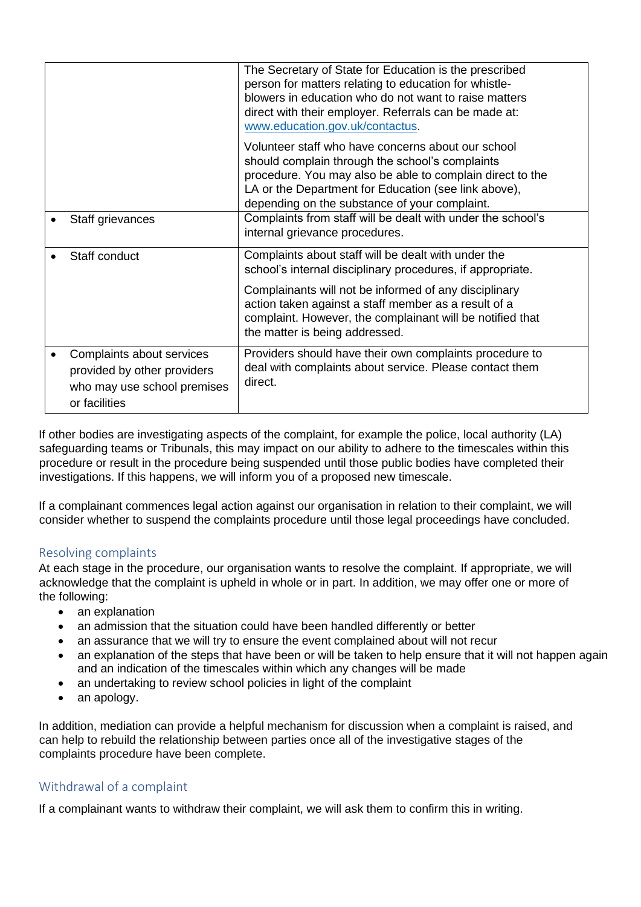| | |
|---|---|
| | The Secretary of State for Education is the prescribed person for matters relating to education for whistle-blowers in education who do not want to raise matters direct with their employer. Referrals can be made at: [www.education.gov.uk/contactus](http://www.education.gov.uk/contactus).<br><br>Volunteer staff who have concerns about our school should complain through the school's complaints procedure. You may also be able to complain direct to the LA or the Department for Education (see link above), depending on the substance of your complaint. |
| • Staff grievances | Complaints from staff will be dealt with under the school's internal grievance procedures. |
| • Staff conduct | Complaints about staff will be dealt with under the school's internal disciplinary procedures, if appropriate.<br><br>Complainants will not be informed of any disciplinary action taken against a staff member as a result of a complaint. However, the complainant will be notified that the matter is being addressed. |
| • Complaints about services provided by other providers who may use school premises or facilities | Providers should have their own complaints procedure to deal with complaints about service. Please contact them direct. |

If other bodies are investigating aspects of the complaint, for example the police, local authority (LA) safeguarding teams or Tribunals, this may impact on our ability to adhere to the timescales within this procedure or result in the procedure being suspended until those public bodies have completed their investigations. If this happens, we will inform you of a proposed new timescale.

If a complainant commences legal action against our organisation in relation to their complaint, we will consider whether to suspend the complaints procedure until those legal proceedings have concluded.

## Resolving complaints

At each stage in the procedure, our organisation wants to resolve the complaint. If appropriate, we will acknowledge that the complaint is upheld in whole or in part. In addition, we may offer one or more of the following:

- an explanation
- an admission that the situation could have been handled differently or better
- an assurance that we will try to ensure the event complained about will not recur
- an explanation of the steps that have been or will be taken to help ensure that it will not happen again and an indication of the timescales within which any changes will be made
- an undertaking to review school policies in light of the complaint
- an apology.

In addition, mediation can provide a helpful mechanism for discussion when a complaint is raised, and can help to rebuild the relationship between parties once all of the investigative stages of the complaints procedure have been complete.

## Withdrawal of a complaint

If a complainant wants to withdraw their complaint, we will ask them to confirm this in writing.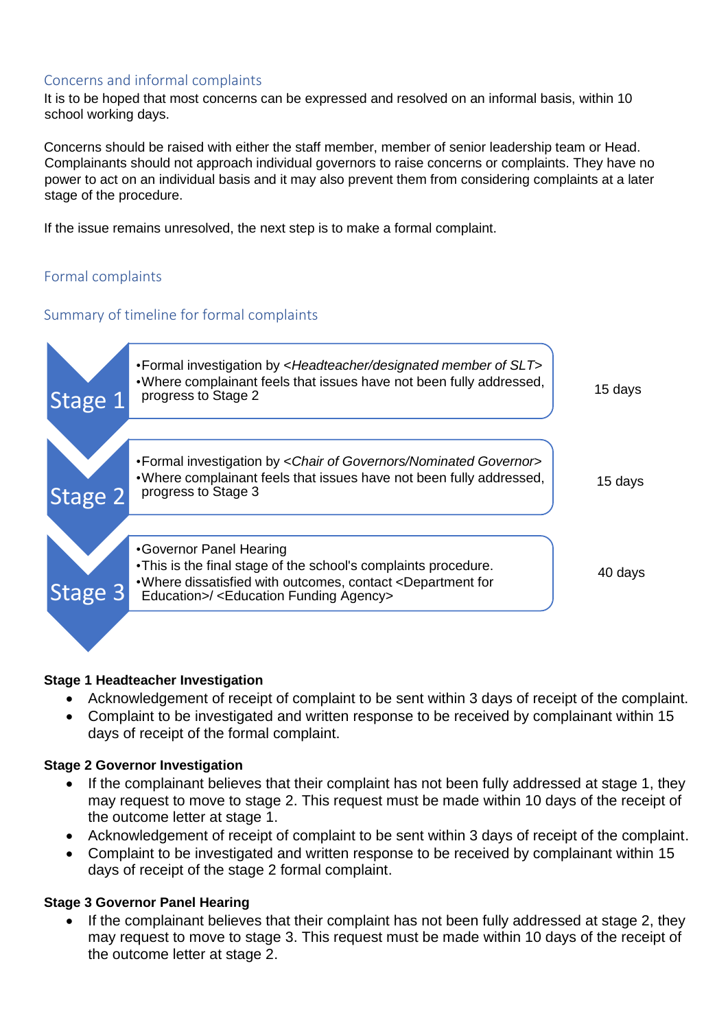## Concerns and informal complaints

It is to be hoped that most concerns can be expressed and resolved on an informal basis, within 10 school working days.

Concerns should be raised with either the staff member, member of senior leadership team or Head. Complainants should not approach individual governors to raise concerns or complaints. They have no power to act on an individual basis and it may also prevent them from considering complaints at a later stage of the procedure.

If the issue remains unresolved, the next step is to make a formal complaint.

## Formal complaints

### Summary of timeline for formal complaints

| Stage | Description | Timeline |
|---|---|---|
| Stage 1 | •Formal investigation by <*Headteacher/designated member of SLT*><br>•Where complainant feels that issues have not been fully addressed, progress to Stage 2 | 15 days |
| Stage 2 | •Formal investigation by <*Chair of Governors/Nominated Governor*><br>•Where complainant feels that issues have not been fully addressed, progress to Stage 3 | 15 days |
| Stage 3 | •Governor Panel Hearing<br>•This is the final stage of the school's complaints procedure.<br>•Where dissatisfied with outcomes, contact <Department for Education>/ <Education Funding Agency> | 40 days |

**Stage 1 Headteacher Investigation**

- Acknowledgement of receipt of complaint to be sent within 3 days of receipt of the complaint.
- Complaint to be investigated and written response to be received by complainant within 15 days of receipt of the formal complaint.

**Stage 2 Governor Investigation**

- If the complainant believes that their complaint has not been fully addressed at stage 1, they may request to move to stage 2. This request must be made within 10 days of the receipt of the outcome letter at stage 1.
- Acknowledgement of receipt of complaint to be sent within 3 days of receipt of the complaint.
- Complaint to be investigated and written response to be received by complainant within 15 days of receipt of the stage 2 formal complaint.

**Stage 3 Governor Panel Hearing**

- If the complainant believes that their complaint has not been fully addressed at stage 2, they may request to move to stage 3. This request must be made within 10 days of the receipt of the outcome letter at stage 2.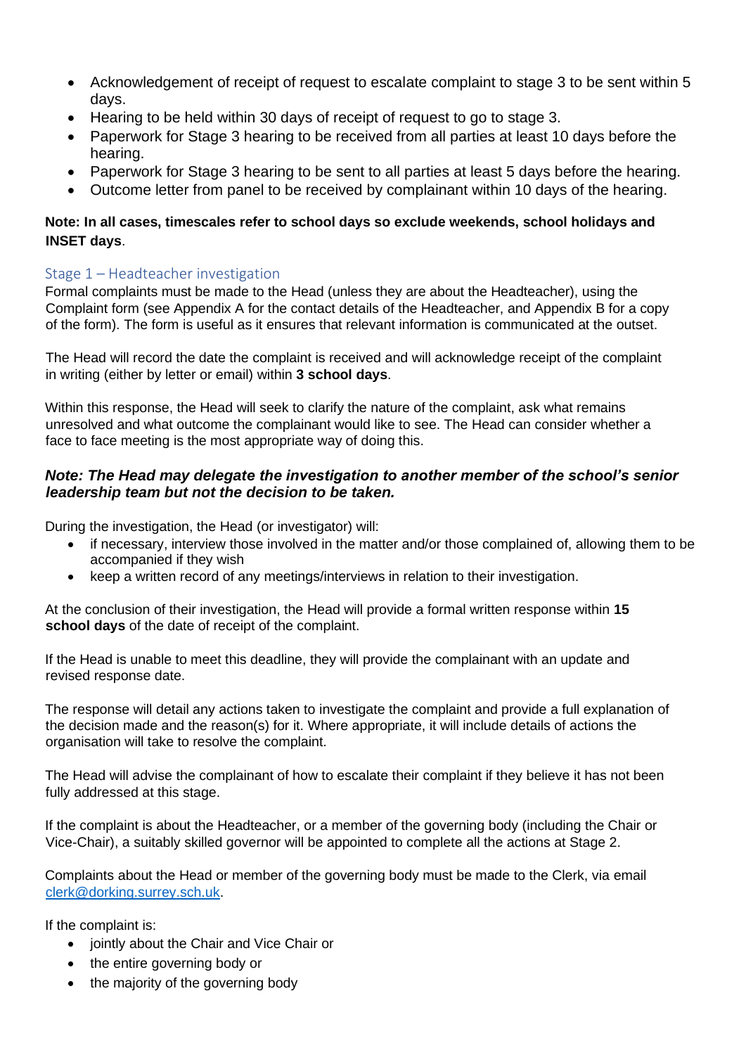- Acknowledgement of receipt of request to escalate complaint to stage 3 to be sent within 5 days.
- Hearing to be held within 30 days of receipt of request to go to stage 3.
- Paperwork for Stage 3 hearing to be received from all parties at least 10 days before the hearing.
- Paperwork for Stage 3 hearing to be sent to all parties at least 5 days before the hearing.
- Outcome letter from panel to be received by complainant within 10 days of the hearing.

**Note: In all cases, timescales refer to school days so exclude weekends, school holidays and INSET days**.

### Stage 1 – Headteacher investigation

Formal complaints must be made to the Head (unless they are about the Headteacher), using the Complaint form (see Appendix A for the contact details of the Headteacher, and Appendix B for a copy of the form). The form is useful as it ensures that relevant information is communicated at the outset.

The Head will record the date the complaint is received and will acknowledge receipt of the complaint in writing (either by letter or email) within **3 school days**.

Within this response, the Head will seek to clarify the nature of the complaint, ask what remains unresolved and what outcome the complainant would like to see. The Head can consider whether a face to face meeting is the most appropriate way of doing this.

***Note: The Head may delegate the investigation to another member of the school's senior leadership team but not the decision to be taken.***

During the investigation, the Head (or investigator) will:

- if necessary, interview those involved in the matter and/or those complained of, allowing them to be accompanied if they wish
- keep a written record of any meetings/interviews in relation to their investigation.

At the conclusion of their investigation, the Head will provide a formal written response within **15 school days** of the date of receipt of the complaint.

If the Head is unable to meet this deadline, they will provide the complainant with an update and revised response date.

The response will detail any actions taken to investigate the complaint and provide a full explanation of the decision made and the reason(s) for it. Where appropriate, it will include details of actions the organisation will take to resolve the complaint.

The Head will advise the complainant of how to escalate their complaint if they believe it has not been fully addressed at this stage.

If the complaint is about the Headteacher, or a member of the governing body (including the Chair or Vice-Chair), a suitably skilled governor will be appointed to complete all the actions at Stage 2.

Complaints about the Head or member of the governing body must be made to the Clerk, via email clerk@dorking.surrey.sch.uk.

If the complaint is:

- jointly about the Chair and Vice Chair or
- the entire governing body or
- the majority of the governing body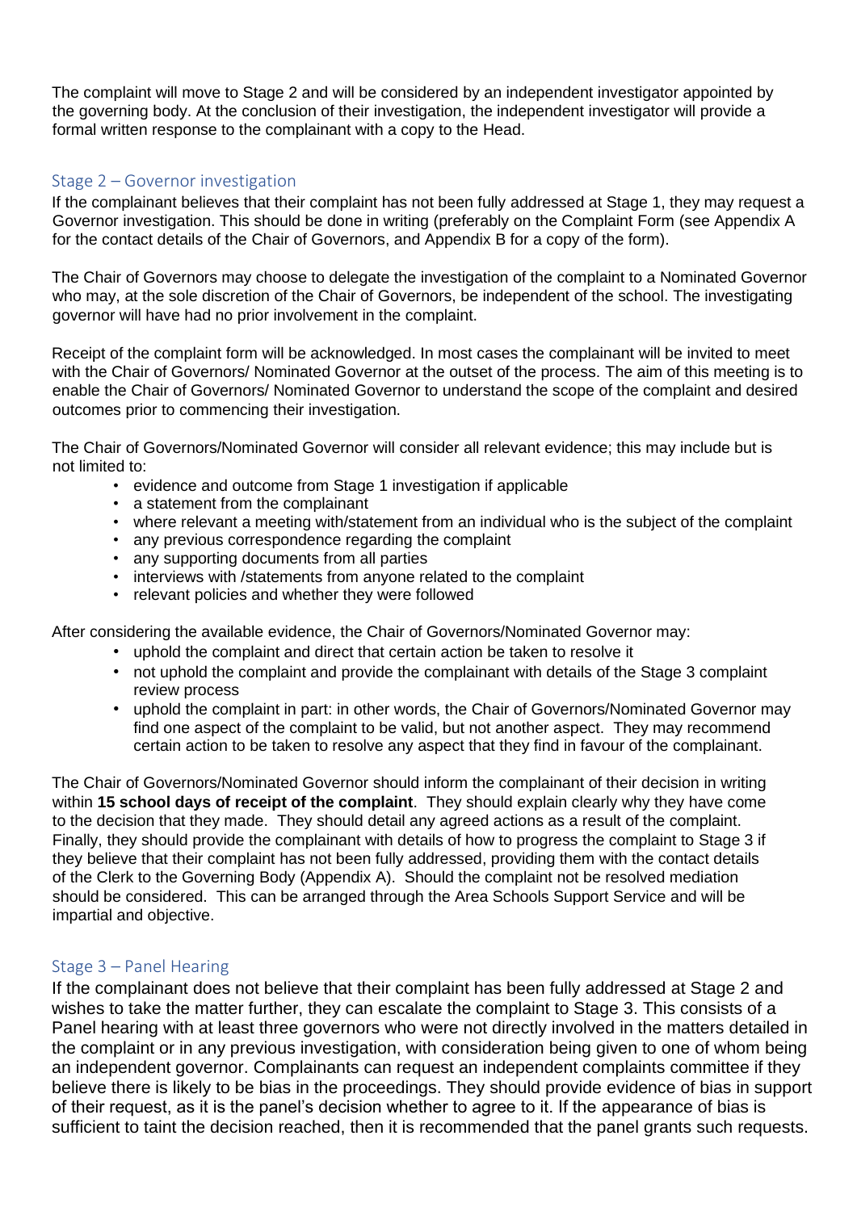The complaint will move to Stage 2 and will be considered by an independent investigator appointed by the governing body. At the conclusion of their investigation, the independent investigator will provide a formal written response to the complainant with a copy to the Head.

### Stage 2 – Governor investigation

If the complainant believes that their complaint has not been fully addressed at Stage 1, they may request a Governor investigation. This should be done in writing (preferably on the Complaint Form (see Appendix A for the contact details of the Chair of Governors, and Appendix B for a copy of the form).

The Chair of Governors may choose to delegate the investigation of the complaint to a Nominated Governor who may, at the sole discretion of the Chair of Governors, be independent of the school. The investigating governor will have had no prior involvement in the complaint.

Receipt of the complaint form will be acknowledged. In most cases the complainant will be invited to meet with the Chair of Governors/ Nominated Governor at the outset of the process. The aim of this meeting is to enable the Chair of Governors/ Nominated Governor to understand the scope of the complaint and desired outcomes prior to commencing their investigation.

The Chair of Governors/Nominated Governor will consider all relevant evidence; this may include but is not limited to:

- evidence and outcome from Stage 1 investigation if applicable
- a statement from the complainant
- where relevant a meeting with/statement from an individual who is the subject of the complaint
- any previous correspondence regarding the complaint
- any supporting documents from all parties
- interviews with /statements from anyone related to the complaint
- relevant policies and whether they were followed

After considering the available evidence, the Chair of Governors/Nominated Governor may:

- uphold the complaint and direct that certain action be taken to resolve it
- not uphold the complaint and provide the complainant with details of the Stage 3 complaint review process
- uphold the complaint in part: in other words, the Chair of Governors/Nominated Governor may find one aspect of the complaint to be valid, but not another aspect. They may recommend certain action to be taken to resolve any aspect that they find in favour of the complainant.

The Chair of Governors/Nominated Governor should inform the complainant of their decision in writing within **15 school days of receipt of the complaint**. They should explain clearly why they have come to the decision that they made. They should detail any agreed actions as a result of the complaint. Finally, they should provide the complainant with details of how to progress the complaint to Stage 3 if they believe that their complaint has not been fully addressed, providing them with the contact details of the Clerk to the Governing Body (Appendix A). Should the complaint not be resolved mediation should be considered. This can be arranged through the Area Schools Support Service and will be impartial and objective.

### Stage 3 – Panel Hearing

If the complainant does not believe that their complaint has been fully addressed at Stage 2 and wishes to take the matter further, they can escalate the complaint to Stage 3. This consists of a Panel hearing with at least three governors who were not directly involved in the matters detailed in the complaint or in any previous investigation, with consideration being given to one of whom being an independent governor. Complainants can request an independent complaints committee if they believe there is likely to be bias in the proceedings. They should provide evidence of bias in support of their request, as it is the panel's decision whether to agree to it. If the appearance of bias is sufficient to taint the decision reached, then it is recommended that the panel grants such requests.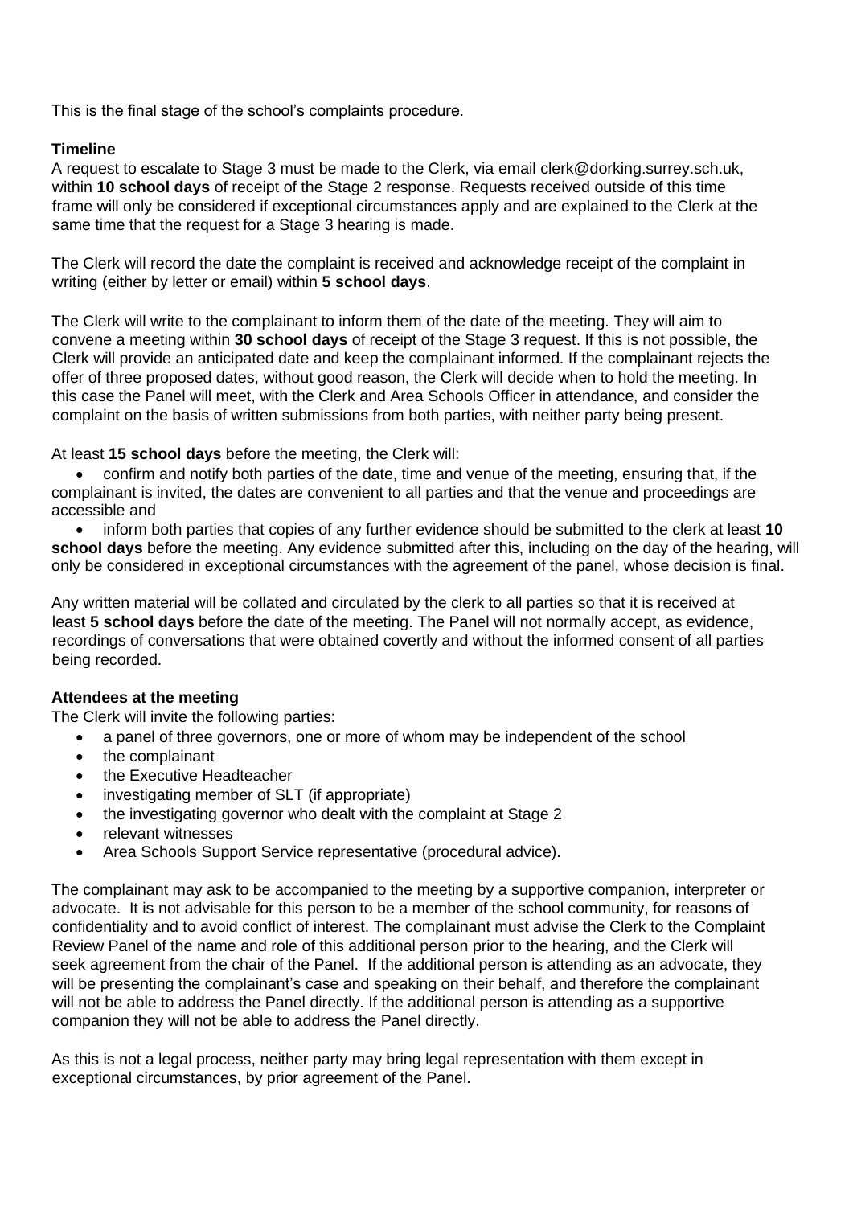This is the final stage of the school's complaints procedure.

**Timeline**

A request to escalate to Stage 3 must be made to the Clerk, via email clerk@dorking.surrey.sch.uk, within **10 school days** of receipt of the Stage 2 response. Requests received outside of this time frame will only be considered if exceptional circumstances apply and are explained to the Clerk at the same time that the request for a Stage 3 hearing is made.

The Clerk will record the date the complaint is received and acknowledge receipt of the complaint in writing (either by letter or email) within **5 school days**.

The Clerk will write to the complainant to inform them of the date of the meeting. They will aim to convene a meeting within **30 school days** of receipt of the Stage 3 request. If this is not possible, the Clerk will provide an anticipated date and keep the complainant informed. If the complainant rejects the offer of three proposed dates, without good reason, the Clerk will decide when to hold the meeting. In this case the Panel will meet, with the Clerk and Area Schools Officer in attendance, and consider the complaint on the basis of written submissions from both parties, with neither party being present.

At least **15 school days** before the meeting, the Clerk will:

- confirm and notify both parties of the date, time and venue of the meeting, ensuring that, if the complainant is invited, the dates are convenient to all parties and that the venue and proceedings are accessible and
- inform both parties that copies of any further evidence should be submitted to the clerk at least **10 school days** before the meeting. Any evidence submitted after this, including on the day of the hearing, will only be considered in exceptional circumstances with the agreement of the panel, whose decision is final.

Any written material will be collated and circulated by the clerk to all parties so that it is received at least **5 school days** before the date of the meeting. The Panel will not normally accept, as evidence, recordings of conversations that were obtained covertly and without the informed consent of all parties being recorded.

**Attendees at the meeting**

The Clerk will invite the following parties:

- a panel of three governors, one or more of whom may be independent of the school
- the complainant
- the Executive Headteacher
- investigating member of SLT (if appropriate)
- the investigating governor who dealt with the complaint at Stage 2
- relevant witnesses
- Area Schools Support Service representative (procedural advice).

The complainant may ask to be accompanied to the meeting by a supportive companion, interpreter or advocate. It is not advisable for this person to be a member of the school community, for reasons of confidentiality and to avoid conflict of interest. The complainant must advise the Clerk to the Complaint Review Panel of the name and role of this additional person prior to the hearing, and the Clerk will seek agreement from the chair of the Panel. If the additional person is attending as an advocate, they will be presenting the complainant's case and speaking on their behalf, and therefore the complainant will not be able to address the Panel directly. If the additional person is attending as a supportive companion they will not be able to address the Panel directly.

As this is not a legal process, neither party may bring legal representation with them except in exceptional circumstances, by prior agreement of the Panel.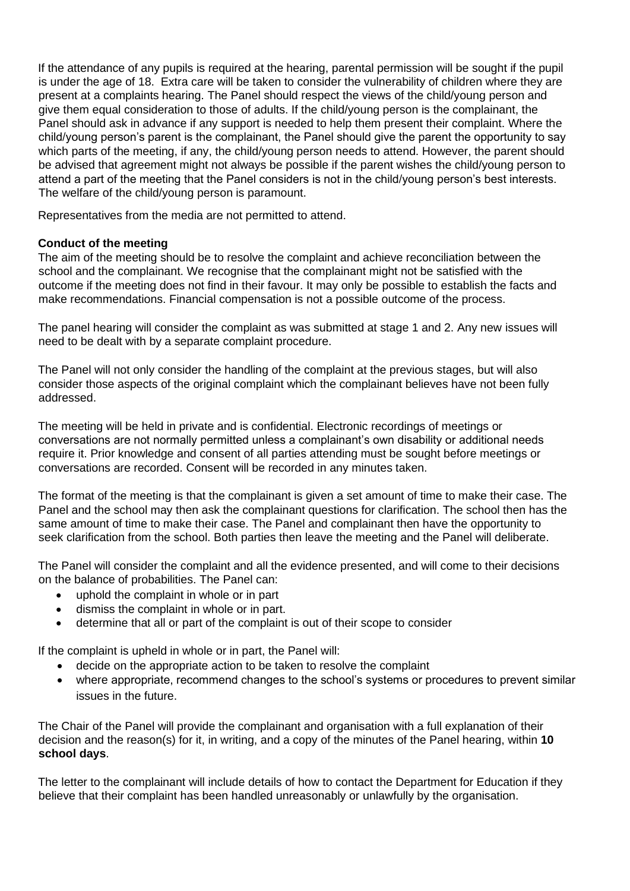If the attendance of any pupils is required at the hearing, parental permission will be sought if the pupil is under the age of 18. Extra care will be taken to consider the vulnerability of children where they are present at a complaints hearing. The Panel should respect the views of the child/young person and give them equal consideration to those of adults. If the child/young person is the complainant, the Panel should ask in advance if any support is needed to help them present their complaint. Where the child/young person's parent is the complainant, the Panel should give the parent the opportunity to say which parts of the meeting, if any, the child/young person needs to attend. However, the parent should be advised that agreement might not always be possible if the parent wishes the child/young person to attend a part of the meeting that the Panel considers is not in the child/young person's best interests. The welfare of the child/young person is paramount.

Representatives from the media are not permitted to attend.

**Conduct of the meeting**

The aim of the meeting should be to resolve the complaint and achieve reconciliation between the school and the complainant. We recognise that the complainant might not be satisfied with the outcome if the meeting does not find in their favour. It may only be possible to establish the facts and make recommendations. Financial compensation is not a possible outcome of the process.

The panel hearing will consider the complaint as was submitted at stage 1 and 2. Any new issues will need to be dealt with by a separate complaint procedure.

The Panel will not only consider the handling of the complaint at the previous stages, but will also consider those aspects of the original complaint which the complainant believes have not been fully addressed.

The meeting will be held in private and is confidential. Electronic recordings of meetings or conversations are not normally permitted unless a complainant's own disability or additional needs require it. Prior knowledge and consent of all parties attending must be sought before meetings or conversations are recorded. Consent will be recorded in any minutes taken.

The format of the meeting is that the complainant is given a set amount of time to make their case. The Panel and the school may then ask the complainant questions for clarification. The school then has the same amount of time to make their case. The Panel and complainant then have the opportunity to seek clarification from the school. Both parties then leave the meeting and the Panel will deliberate.

The Panel will consider the complaint and all the evidence presented, and will come to their decisions on the balance of probabilities. The Panel can:

- uphold the complaint in whole or in part
- dismiss the complaint in whole or in part.
- determine that all or part of the complaint is out of their scope to consider

If the complaint is upheld in whole or in part, the Panel will:

- decide on the appropriate action to be taken to resolve the complaint
- where appropriate, recommend changes to the school's systems or procedures to prevent similar issues in the future.

The Chair of the Panel will provide the complainant and organisation with a full explanation of their decision and the reason(s) for it, in writing, and a copy of the minutes of the Panel hearing, within **10 school days**.

The letter to the complainant will include details of how to contact the Department for Education if they believe that their complaint has been handled unreasonably or unlawfully by the organisation.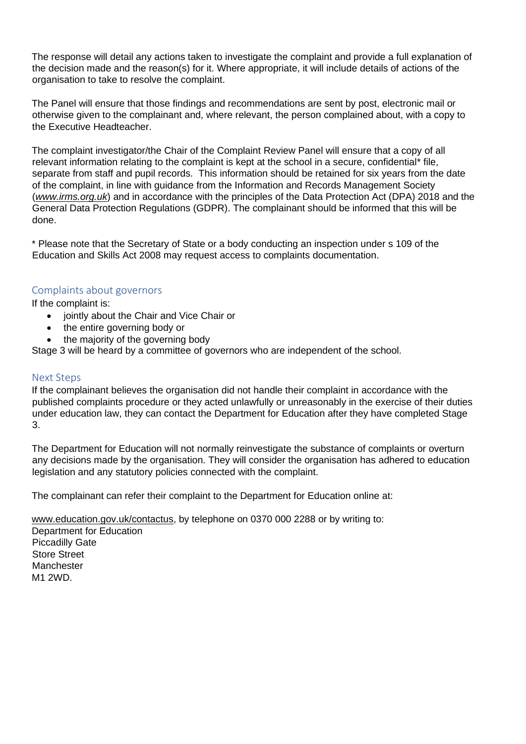The response will detail any actions taken to investigate the complaint and provide a full explanation of the decision made and the reason(s) for it. Where appropriate, it will include details of actions of the organisation to take to resolve the complaint.

The Panel will ensure that those findings and recommendations are sent by post, electronic mail or otherwise given to the complainant and, where relevant, the person complained about, with a copy to the Executive Headteacher.

The complaint investigator/the Chair of the Complaint Review Panel will ensure that a copy of all relevant information relating to the complaint is kept at the school in a secure, confidential* file, separate from staff and pupil records. This information should be retained for six years from the date of the complaint, in line with guidance from the Information and Records Management Society (*www.irms.org.uk*) and in accordance with the principles of the Data Protection Act (DPA) 2018 and the General Data Protection Regulations (GDPR). The complainant should be informed that this will be done.

* Please note that the Secretary of State or a body conducting an inspection under s 109 of the Education and Skills Act 2008 may request access to complaints documentation.

## Complaints about governors

If the complaint is:

- jointly about the Chair and Vice Chair or
- the entire governing body or
- the majority of the governing body

Stage 3 will be heard by a committee of governors who are independent of the school.

## Next Steps

If the complainant believes the organisation did not handle their complaint in accordance with the published complaints procedure or they acted unlawfully or unreasonably in the exercise of their duties under education law, they can contact the Department for Education after they have completed Stage 3.

The Department for Education will not normally reinvestigate the substance of complaints or overturn any decisions made by the organisation. They will consider the organisation has adhered to education legislation and any statutory policies connected with the complaint.

The complainant can refer their complaint to the Department for Education online at:

www.education.gov.uk/contactus, by telephone on 0370 000 2288 or by writing to:
Department for Education
Piccadilly Gate
Store Street
Manchester
M1 2WD.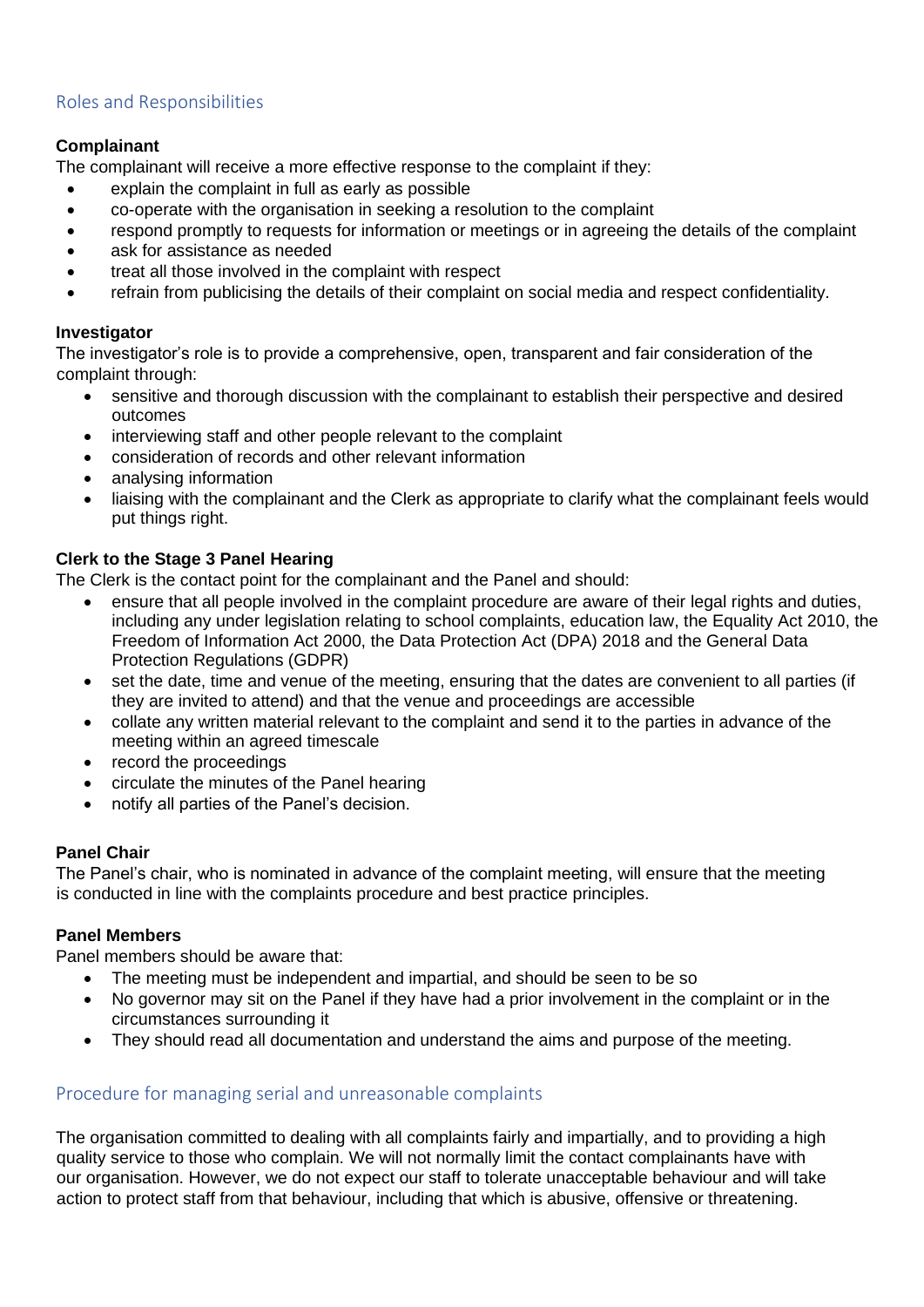## Roles and Responsibilities

**Complainant**

The complainant will receive a more effective response to the complaint if they:

- explain the complaint in full as early as possible
- co-operate with the organisation in seeking a resolution to the complaint
- respond promptly to requests for information or meetings or in agreeing the details of the complaint
- ask for assistance as needed
- treat all those involved in the complaint with respect
- refrain from publicising the details of their complaint on social media and respect confidentiality.

**Investigator**

The investigator's role is to provide a comprehensive, open, transparent and fair consideration of the complaint through:

- sensitive and thorough discussion with the complainant to establish their perspective and desired outcomes
- interviewing staff and other people relevant to the complaint
- consideration of records and other relevant information
- analysing information
- liaising with the complainant and the Clerk as appropriate to clarify what the complainant feels would put things right.

**Clerk to the Stage 3 Panel Hearing**

The Clerk is the contact point for the complainant and the Panel and should:

- ensure that all people involved in the complaint procedure are aware of their legal rights and duties, including any under legislation relating to school complaints, education law, the Equality Act 2010, the Freedom of Information Act 2000, the Data Protection Act (DPA) 2018 and the General Data Protection Regulations (GDPR)
- set the date, time and venue of the meeting, ensuring that the dates are convenient to all parties (if they are invited to attend) and that the venue and proceedings are accessible
- collate any written material relevant to the complaint and send it to the parties in advance of the meeting within an agreed timescale
- record the proceedings
- circulate the minutes of the Panel hearing
- notify all parties of the Panel's decision.

**Panel Chair**

The Panel's chair, who is nominated in advance of the complaint meeting, will ensure that the meeting is conducted in line with the complaints procedure and best practice principles.

**Panel Members**

Panel members should be aware that:

- The meeting must be independent and impartial, and should be seen to be so
- No governor may sit on the Panel if they have had a prior involvement in the complaint or in the circumstances surrounding it
- They should read all documentation and understand the aims and purpose of the meeting.

## Procedure for managing serial and unreasonable complaints

The organisation committed to dealing with all complaints fairly and impartially, and to providing a high quality service to those who complain. We will not normally limit the contact complainants have with our organisation. However, we do not expect our staff to tolerate unacceptable behaviour and will take action to protect staff from that behaviour, including that which is abusive, offensive or threatening.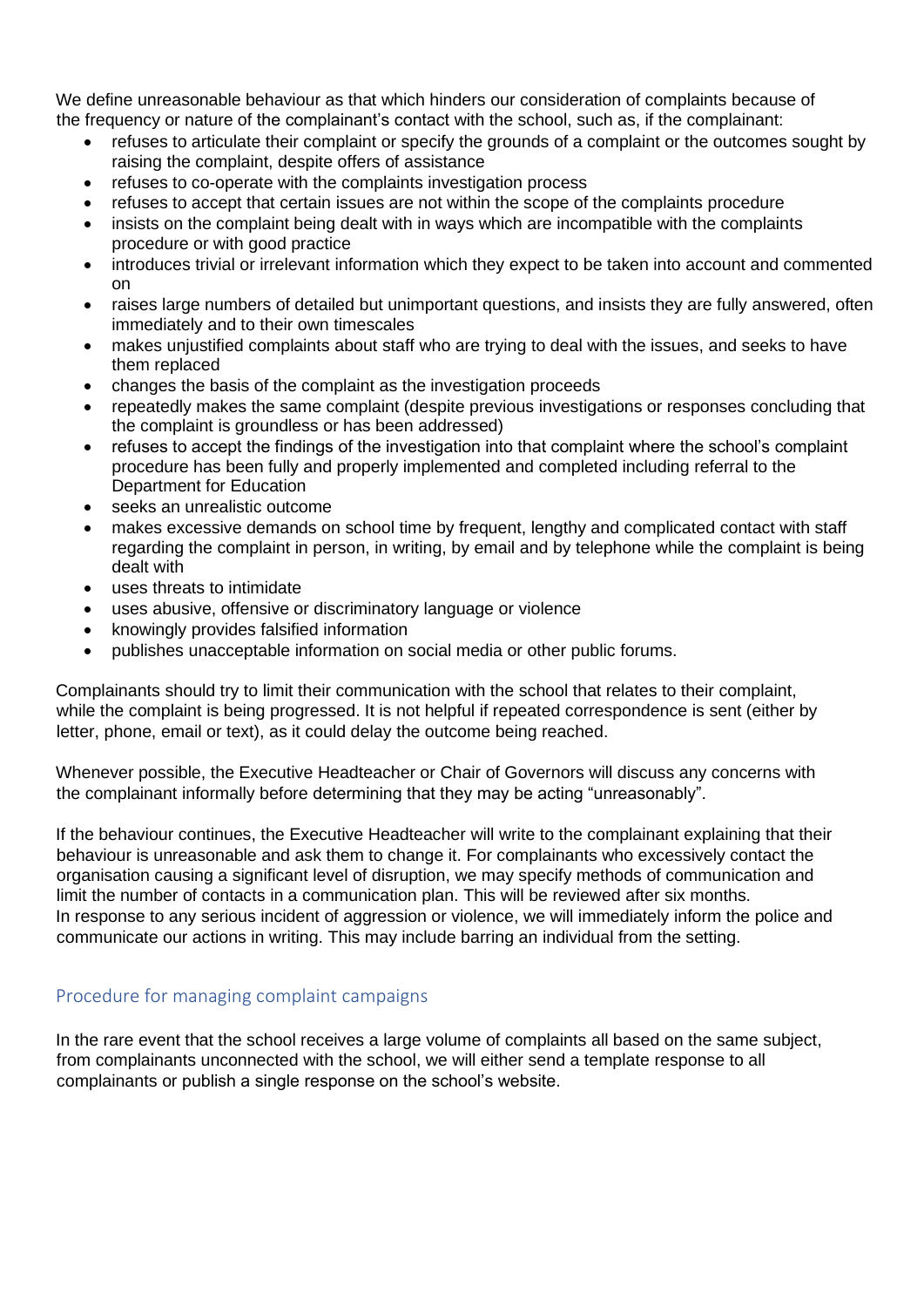We define unreasonable behaviour as that which hinders our consideration of complaints because of the frequency or nature of the complainant's contact with the school, such as, if the complainant:

- refuses to articulate their complaint or specify the grounds of a complaint or the outcomes sought by raising the complaint, despite offers of assistance
- refuses to co-operate with the complaints investigation process
- refuses to accept that certain issues are not within the scope of the complaints procedure
- insists on the complaint being dealt with in ways which are incompatible with the complaints procedure or with good practice
- introduces trivial or irrelevant information which they expect to be taken into account and commented on
- raises large numbers of detailed but unimportant questions, and insists they are fully answered, often immediately and to their own timescales
- makes unjustified complaints about staff who are trying to deal with the issues, and seeks to have them replaced
- changes the basis of the complaint as the investigation proceeds
- repeatedly makes the same complaint (despite previous investigations or responses concluding that the complaint is groundless or has been addressed)
- refuses to accept the findings of the investigation into that complaint where the school's complaint procedure has been fully and properly implemented and completed including referral to the Department for Education
- seeks an unrealistic outcome
- makes excessive demands on school time by frequent, lengthy and complicated contact with staff regarding the complaint in person, in writing, by email and by telephone while the complaint is being dealt with
- uses threats to intimidate
- uses abusive, offensive or discriminatory language or violence
- knowingly provides falsified information
- publishes unacceptable information on social media or other public forums.

Complainants should try to limit their communication with the school that relates to their complaint, while the complaint is being progressed. It is not helpful if repeated correspondence is sent (either by letter, phone, email or text), as it could delay the outcome being reached.

Whenever possible, the Executive Headteacher or Chair of Governors will discuss any concerns with the complainant informally before determining that they may be acting "unreasonably".

If the behaviour continues, the Executive Headteacher will write to the complainant explaining that their behaviour is unreasonable and ask them to change it. For complainants who excessively contact the organisation causing a significant level of disruption, we may specify methods of communication and limit the number of contacts in a communication plan. This will be reviewed after six months.
In response to any serious incident of aggression or violence, we will immediately inform the police and communicate our actions in writing. This may include barring an individual from the setting.

## Procedure for managing complaint campaigns

In the rare event that the school receives a large volume of complaints all based on the same subject, from complainants unconnected with the school, we will either send a template response to all complainants or publish a single response on the school's website.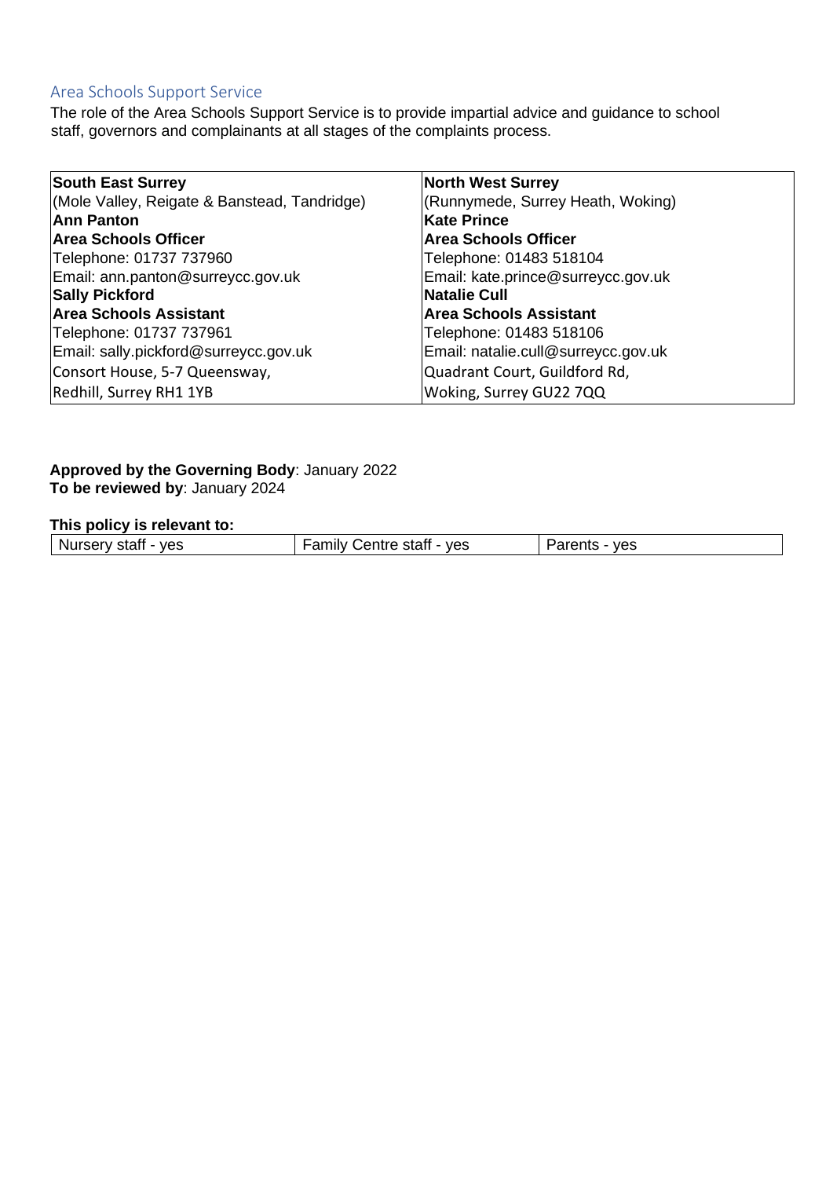## Area Schools Support Service

The role of the Area Schools Support Service is to provide impartial advice and guidance to school staff, governors and complainants at all stages of the complaints process.

| **South East Surrey** | **North West Surrey** |
|---|---|
| (Mole Valley, Reigate & Banstead, Tandridge) | (Runnymede, Surrey Heath, Woking) |
| **Ann Panton** | **Kate Prince** |
| **Area Schools Officer** | **Area Schools Officer** |
| Telephone: 01737 737960 | Telephone: 01483 518104 |
| Email: ann.panton@surreycc.gov.uk | Email: kate.prince@surreycc.gov.uk |
| **Sally Pickford** | **Natalie Cull** |
| **Area Schools Assistant** | **Area Schools Assistant** |
| Telephone: 01737 737961 | Telephone: 01483 518106 |
| Email: sally.pickford@surreycc.gov.uk | Email: natalie.cull@surreycc.gov.uk |
| Consort House, 5-7 Queensway, | Quadrant Court, Guildford Rd, |
| Redhill, Surrey RH1 1YB | Woking, Surrey GU22 7QQ |

**Approved by the Governing Body**: January 2022
**To be reviewed by**: January 2024

**This policy is relevant to:**

| Nursery staff - yes | Family Centre staff - yes | Parents - yes |
|---|---|---|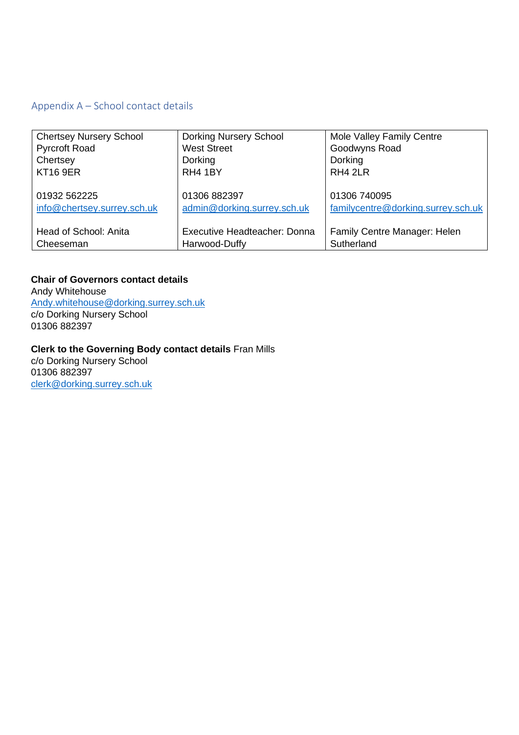## Appendix A – School contact details

| Chertsey Nursery School | Dorking Nursery School | Mole Valley Family Centre |
|---|---|---|
| Pyrcroft Road<br>Chertsey<br>KT16 9ER | West Street<br>Dorking<br>RH4 1BY | Goodwyns Road<br>Dorking<br>RH4 2LR |
| 01932 562225<br>info@chertsey.surrey.sch.uk | 01306 882397<br>admin@dorking.surrey.sch.uk | 01306 740095<br>familycentre@dorking.surrey.sch.uk |
| Head of School: Anita Cheeseman | Executive Headteacher: Donna Harwood-Duffy | Family Centre Manager: Helen Sutherland |

**Chair of Governors contact details**
Andy Whitehouse
Andy.whitehouse@dorking.surrey.sch.uk
c/o Dorking Nursery School
01306 882397

**Clerk to the Governing Body contact details** Fran Mills
c/o Dorking Nursery School
01306 882397
clerk@dorking.surrey.sch.uk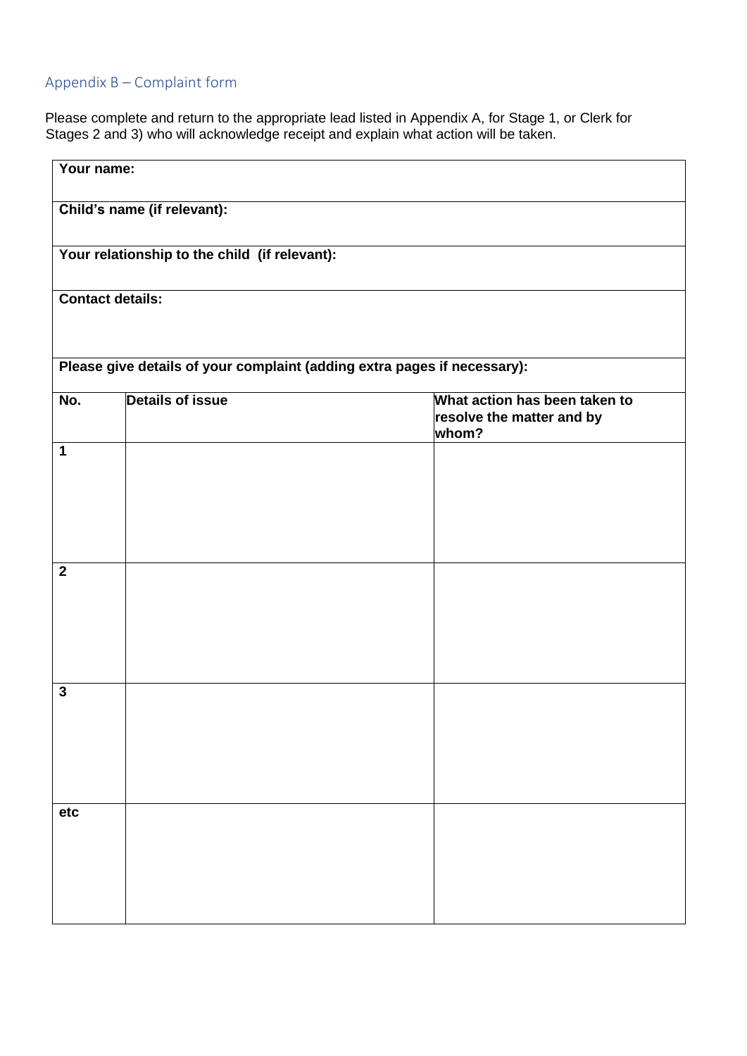## Appendix B – Complaint form

Please complete and return to the appropriate lead listed in Appendix A, for Stage 1, or Clerk for Stages 2 and 3) who will acknowledge receipt and explain what action will be taken.

| **Your name:** | | |
|---|---|---|
| **Child's name (if relevant):** | | |
| **Your relationship to the child (if relevant):** | | |
| **Contact details:** | | |
| **Please give details of your complaint (adding extra pages if necessary):** | | |
| **No.** | **Details of issue** | **What action has been taken to resolve the matter and by whom?** |
| **1** | | |
| **2** | | |
| **3** | | |
| **etc** | | |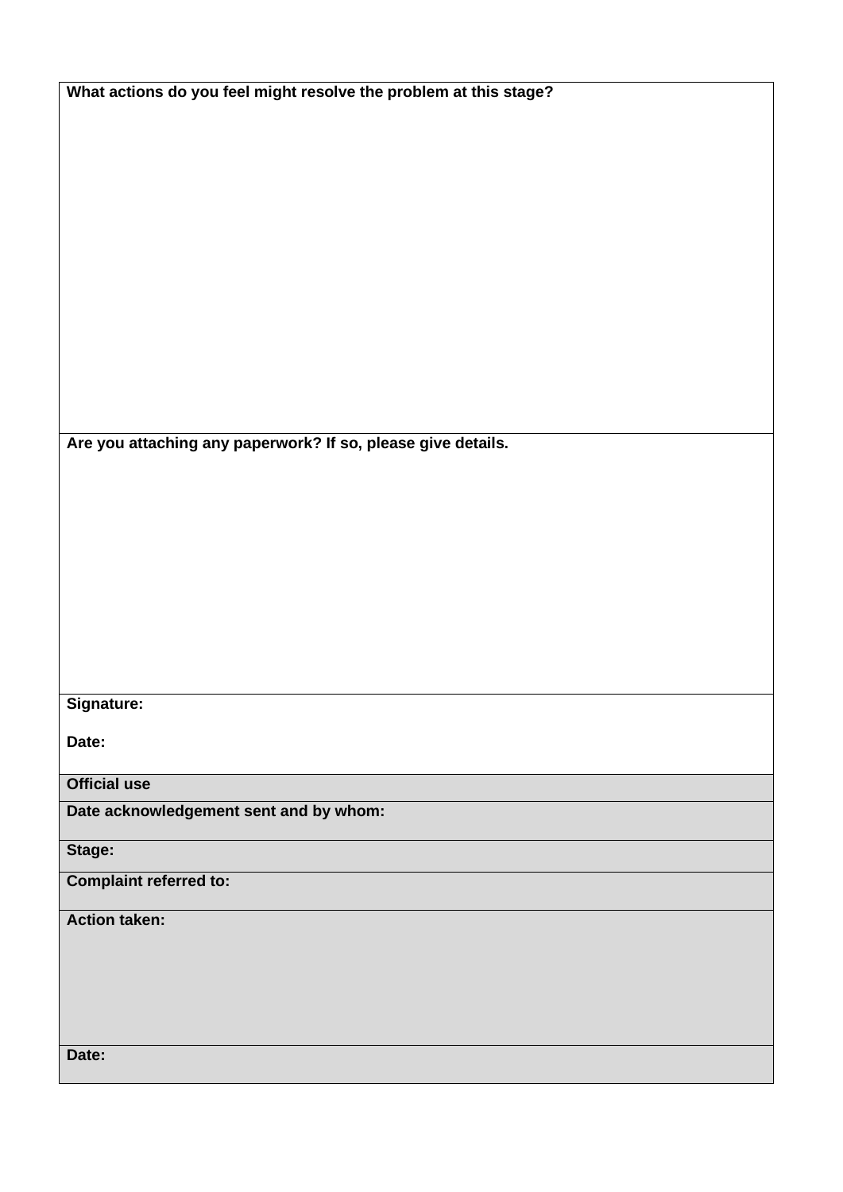| What actions do you feel might resolve the problem at this stage? |
| --- |
| **Are you attaching any paperwork? If so, please give details.** |
| **Signature:**<br><br>**Date:** |
| **Official use** |
| **Date acknowledgement sent and by whom:** |
| **Stage:** |
| **Complaint referred to:** |
| **Action taken:** |
| **Date:** |